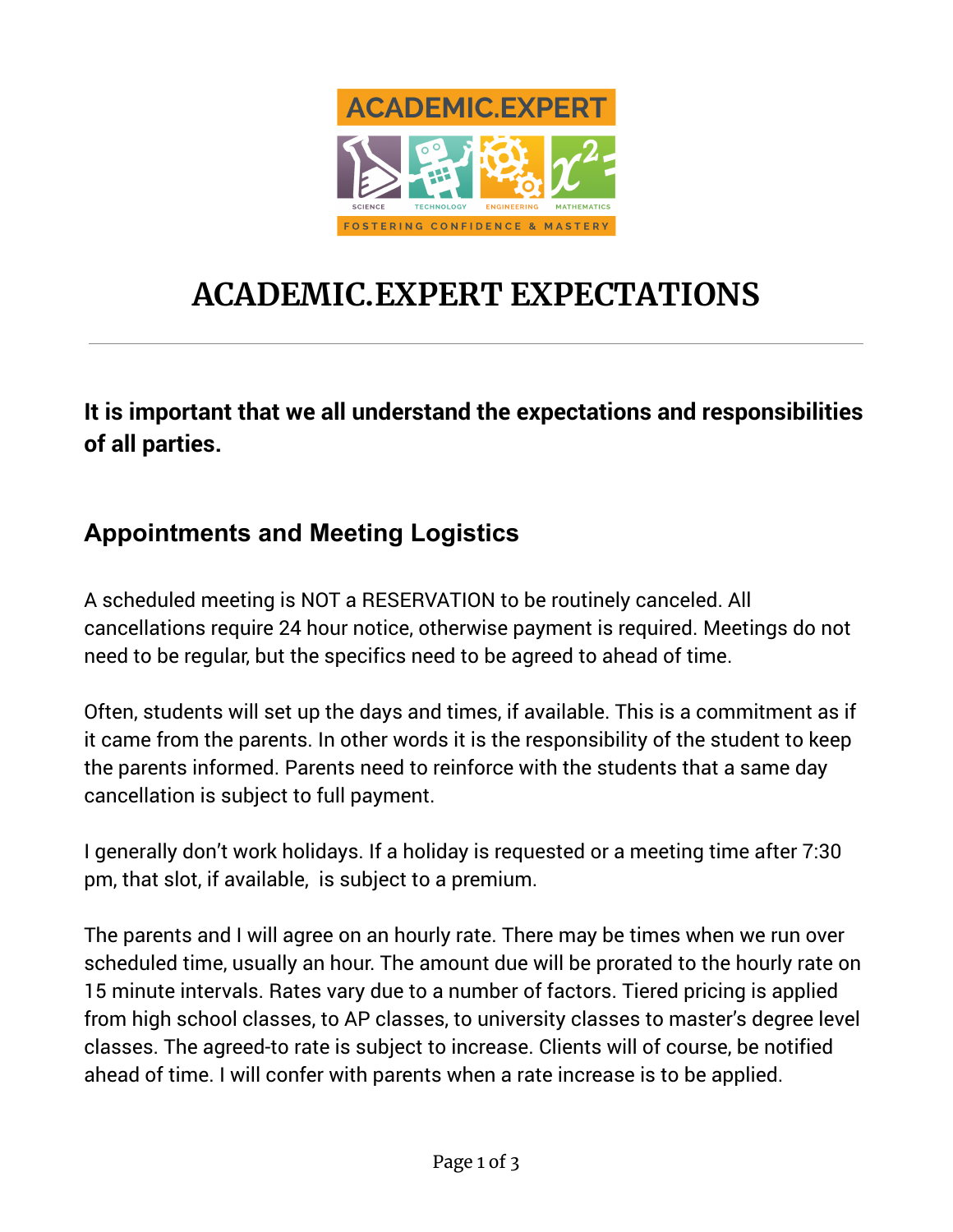# ACADEMIC.EXPERT EXPECTATIONS

**It is important that we all understand the expectations and responsibilities of all parties.**

## Appointments and Meeting Logistics

A scheduled meeting is NOT a RESERVATION to be routinely canceled. All cancellations require 24 hour notice, otherwise payment is required. Meetings do not need to be regular, but the specifics need to be agreed to ahead of time.

Often, students will set up the days and times, if available. This is a commitment as if it came from the parents. In other words it is the responsibility of the student to keep the parents informed. Parents need to reinforce with the students that a same day cancellation is subject to full payment.

I generally don't work holidays. If a holiday is requested or a meeting time after 7:30 pm, that slot, if available, is subject to a premium.

The parents and I will agree on an hourly rate. There may be times when we run over scheduled time, usually an hour. The amount due will be prorated to the hourly rate on 15 minute intervals. Rates vary due to a number of factors. Tiered pricing is applied from high school classes, to AP classes, to university classes to master's degree level classes. The agreed-to rate is subject to increase. Clients will of course, be notified ahead of time. I will confer with parents when a rate increase is to be applied.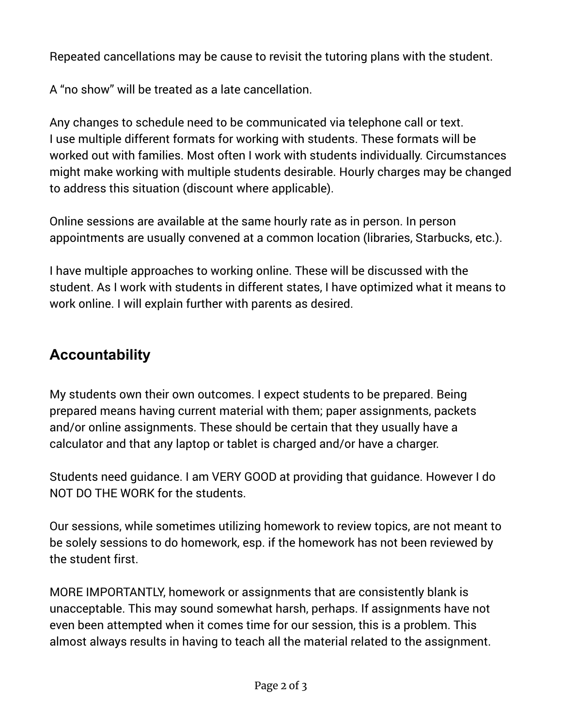Repeated cancellations may be cause to revisit the tutoring plans with the student.

A "no show" will be treated as a late cancellation.

Any changes to schedule need to be communicated via telephone call or text.
I use multiple different formats for working with students. These formats will be worked out with families. Most often I work with students individually. Circumstances might make working with multiple students desirable. Hourly charges may be changed to address this situation (discount where applicable).

Online sessions are available at the same hourly rate as in person. In person appointments are usually convened at a common location (libraries, Starbucks, etc.).

I have multiple approaches to working online. These will be discussed with the student. As I work with students in different states, I have optimized what it means to work online. I will explain further with parents as desired.

## Accountability

My students own their own outcomes. I expect students to be prepared. Being prepared means having current material with them; paper assignments, packets and/or online assignments. These should be certain that they usually have a calculator and that any laptop or tablet is charged and/or have a charger.

Students need guidance. I am VERY GOOD at providing that guidance. However I do NOT DO THE WORK for the students.

Our sessions, while sometimes utilizing homework to review topics, are not meant to be solely sessions to do homework, esp. if the homework has not been reviewed by the student first.

MORE IMPORTANTLY, homework or assignments that are consistently blank is unacceptable. This may sound somewhat harsh, perhaps. If assignments have not even been attempted when it comes time for our session, this is a problem. This almost always results in having to teach all the material related to the assignment.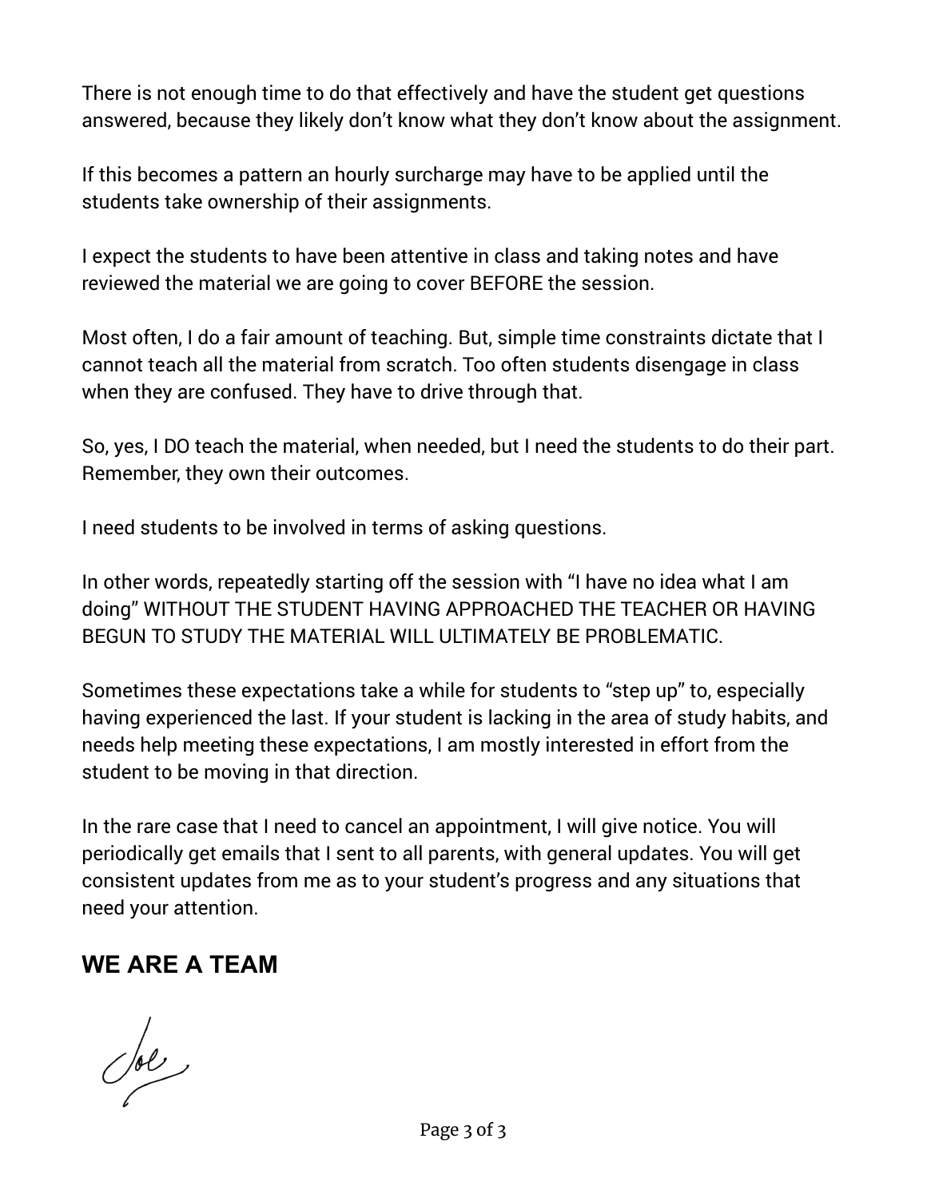There is not enough time to do that effectively and have the student get questions answered, because they likely don't know what they don't know about the assignment.

If this becomes a pattern an hourly surcharge may have to be applied until the students take ownership of their assignments.

I expect the students to have been attentive in class and taking notes and have reviewed the material we are going to cover BEFORE the session.

Most often, I do a fair amount of teaching. But, simple time constraints dictate that I cannot teach all the material from scratch. Too often students disengage in class when they are confused. They have to drive through that.

So, yes, I DO teach the material, when needed, but I need the students to do their part. Remember, they own their outcomes.

I need students to be involved in terms of asking questions.

In other words, repeatedly starting off the session with "I have no idea what I am doing" WITHOUT THE STUDENT HAVING APPROACHED THE TEACHER OR HAVING BEGUN TO STUDY THE MATERIAL WILL ULTIMATELY BE PROBLEMATIC.

Sometimes these expectations take a while for students to "step up" to, especially having experienced the last. If your student is lacking in the area of study habits, and needs help meeting these expectations, I am mostly interested in effort from the student to be moving in that direction.

In the rare case that I need to cancel an appointment, I will give notice. You will periodically get emails that I sent to all parents, with general updates. You will get consistent updates from me as to your student's progress and any situations that need your attention.

## WE ARE A TEAM

Joe